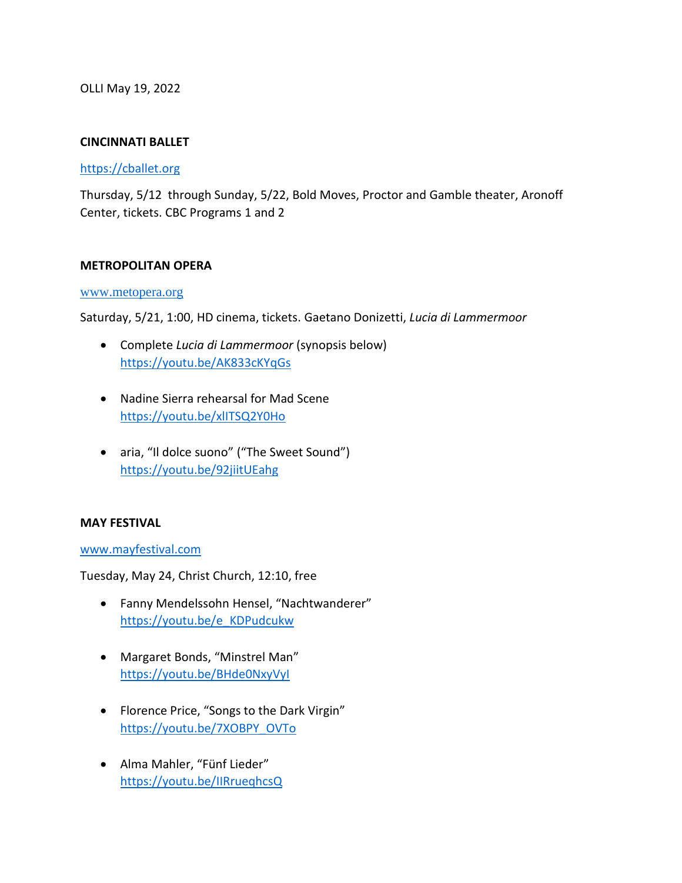OLLI May 19, 2022

**CINCINNATI BALLET**

https://cballet.org

Thursday, 5/12 through Sunday, 5/22, Bold Moves, Proctor and Gamble theater, Aronoff Center, tickets. CBC Programs 1 and 2

**METROPOLITAN OPERA**

www.metopera.org

Saturday, 5/21, 1:00, HD cinema, tickets. Gaetano Donizetti, *Lucia di Lammermoor*

- Complete *Lucia di Lammermoor* (synopsis below)
  https://youtu.be/AK833cKYqGs

- Nadine Sierra rehearsal for Mad Scene
  https://youtu.be/xlITSQ2Y0Ho

- aria, "Il dolce suono" ("The Sweet Sound")
  https://youtu.be/92jiitUEahg

**MAY FESTIVAL**

www.mayfestival.com

Tuesday, May 24, Christ Church, 12:10, free

- Fanny Mendelssohn Hensel, "Nachtwanderer"
  https://youtu.be/e_KDPudcukw

- Margaret Bonds, "Minstrel Man"
  https://youtu.be/BHde0NxyVyI

- Florence Price, "Songs to the Dark Virgin"
  https://youtu.be/7XOBPY_OVTo

- Alma Mahler, "Fünf Lieder"
  https://youtu.be/IIRrueqhcsQ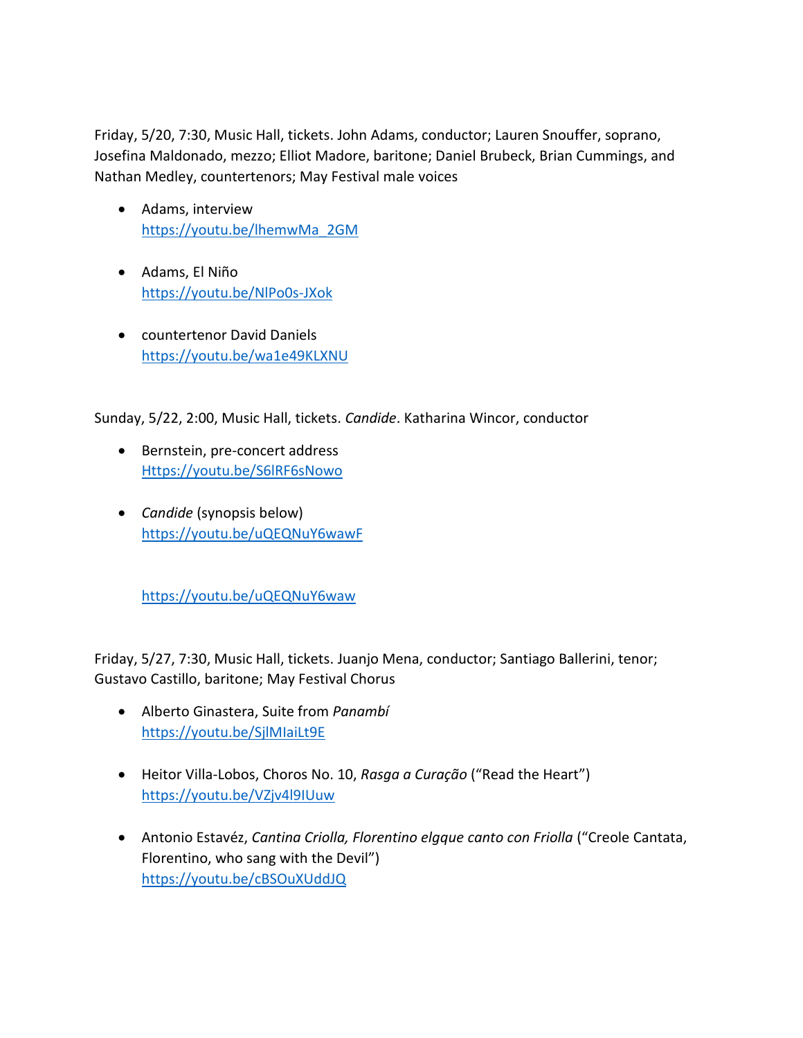Friday, 5/20, 7:30, Music Hall, tickets. John Adams, conductor; Lauren Snouffer, soprano, Josefina Maldonado, mezzo; Elliot Madore, baritone; Daniel Brubeck, Brian Cummings, and Nathan Medley, countertenors; May Festival male voices

- Adams, interview
  https://youtu.be/lhemwMa_2GM

- Adams, El Niño
  https://youtu.be/NlPo0s-JXok

- countertenor David Daniels
  https://youtu.be/wa1e49KLXNU

Sunday, 5/22, 2:00, Music Hall, tickets. *Candide*. Katharina Wincor, conductor

- Bernstein, pre-concert address
  Https://youtu.be/S6lRF6sNowo

- *Candide* (synopsis below)
  https://youtu.be/uQEQNuY6wawF

  https://youtu.be/uQEQNuY6waw

Friday, 5/27, 7:30, Music Hall, tickets. Juanjo Mena, conductor; Santiago Ballerini, tenor; Gustavo Castillo, baritone; May Festival Chorus

- Alberto Ginastera, Suite from *Panambí*
  https://youtu.be/SjlMIaiLt9E

- Heitor Villa-Lobos, Choros No. 10, *Rasga a Curação* ("Read the Heart")
  https://youtu.be/VZjv4l9IUuw

- Antonio Estavéz, *Cantina Criolla, Florentino elgque canto con Friolla* ("Creole Cantata, Florentino, who sang with the Devil")
  https://youtu.be/cBSOuXUddJQ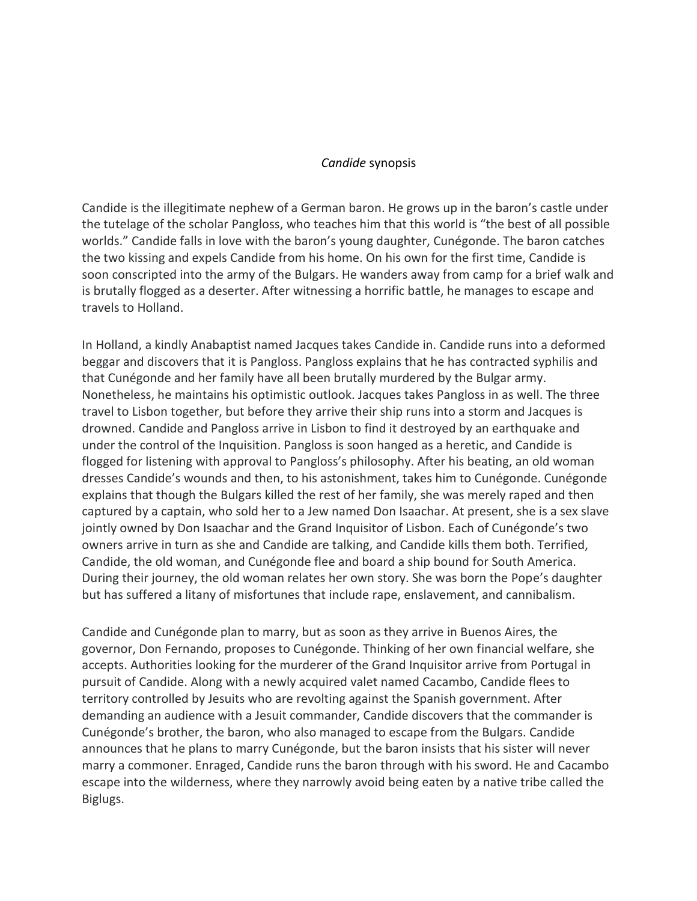*Candide* synopsis

Candide is the illegitimate nephew of a German baron. He grows up in the baron's castle under the tutelage of the scholar Pangloss, who teaches him that this world is "the best of all possible worlds." Candide falls in love with the baron's young daughter, Cunégonde. The baron catches the two kissing and expels Candide from his home. On his own for the first time, Candide is soon conscripted into the army of the Bulgars. He wanders away from camp for a brief walk and is brutally flogged as a deserter. After witnessing a horrific battle, he manages to escape and travels to Holland.

In Holland, a kindly Anabaptist named Jacques takes Candide in. Candide runs into a deformed beggar and discovers that it is Pangloss. Pangloss explains that he has contracted syphilis and that Cunégonde and her family have all been brutally murdered by the Bulgar army. Nonetheless, he maintains his optimistic outlook. Jacques takes Pangloss in as well. The three travel to Lisbon together, but before they arrive their ship runs into a storm and Jacques is drowned. Candide and Pangloss arrive in Lisbon to find it destroyed by an earthquake and under the control of the Inquisition. Pangloss is soon hanged as a heretic, and Candide is flogged for listening with approval to Pangloss's philosophy. After his beating, an old woman dresses Candide's wounds and then, to his astonishment, takes him to Cunégonde. Cunégonde explains that though the Bulgars killed the rest of her family, she was merely raped and then captured by a captain, who sold her to a Jew named Don Isaachar. At present, she is a sex slave jointly owned by Don Isaachar and the Grand Inquisitor of Lisbon. Each of Cunégonde's two owners arrive in turn as she and Candide are talking, and Candide kills them both. Terrified, Candide, the old woman, and Cunégonde flee and board a ship bound for South America. During their journey, the old woman relates her own story. She was born the Pope's daughter but has suffered a litany of misfortunes that include rape, enslavement, and cannibalism.

Candide and Cunégonde plan to marry, but as soon as they arrive in Buenos Aires, the governor, Don Fernando, proposes to Cunégonde. Thinking of her own financial welfare, she accepts. Authorities looking for the murderer of the Grand Inquisitor arrive from Portugal in pursuit of Candide. Along with a newly acquired valet named Cacambo, Candide flees to territory controlled by Jesuits who are revolting against the Spanish government. After demanding an audience with a Jesuit commander, Candide discovers that the commander is Cunégonde's brother, the baron, who also managed to escape from the Bulgars. Candide announces that he plans to marry Cunégonde, but the baron insists that his sister will never marry a commoner. Enraged, Candide runs the baron through with his sword. He and Cacambo escape into the wilderness, where they narrowly avoid being eaten by a native tribe called the Biglugs.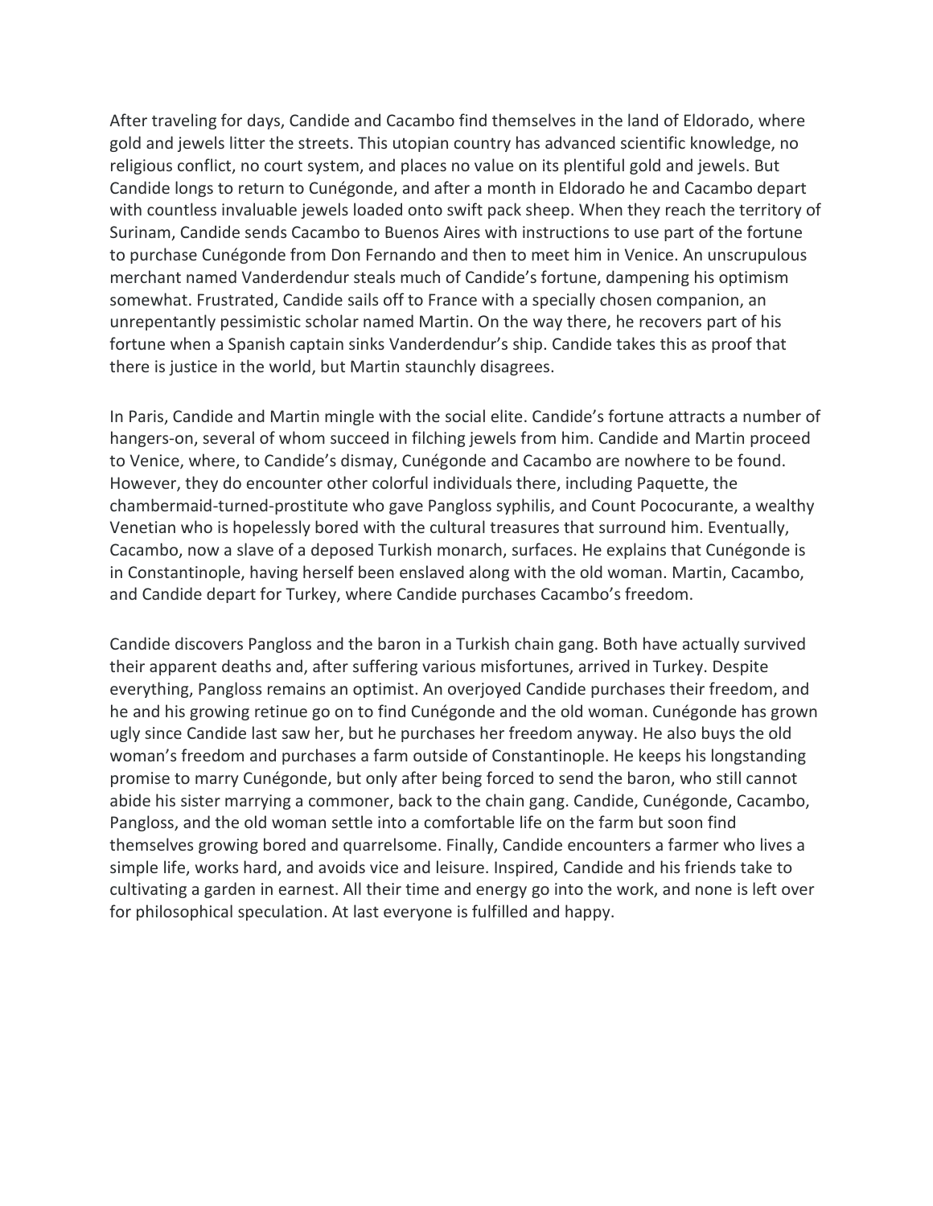After traveling for days, Candide and Cacambo find themselves in the land of Eldorado, where gold and jewels litter the streets. This utopian country has advanced scientific knowledge, no religious conflict, no court system, and places no value on its plentiful gold and jewels. But Candide longs to return to Cunégonde, and after a month in Eldorado he and Cacambo depart with countless invaluable jewels loaded onto swift pack sheep. When they reach the territory of Surinam, Candide sends Cacambo to Buenos Aires with instructions to use part of the fortune to purchase Cunégonde from Don Fernando and then to meet him in Venice. An unscrupulous merchant named Vanderdendur steals much of Candide's fortune, dampening his optimism somewhat. Frustrated, Candide sails off to France with a specially chosen companion, an unrepentantly pessimistic scholar named Martin. On the way there, he recovers part of his fortune when a Spanish captain sinks Vanderdendur's ship. Candide takes this as proof that there is justice in the world, but Martin staunchly disagrees.

In Paris, Candide and Martin mingle with the social elite. Candide's fortune attracts a number of hangers-on, several of whom succeed in filching jewels from him. Candide and Martin proceed to Venice, where, to Candide's dismay, Cunégonde and Cacambo are nowhere to be found. However, they do encounter other colorful individuals there, including Paquette, the chambermaid-turned-prostitute who gave Pangloss syphilis, and Count Pococurante, a wealthy Venetian who is hopelessly bored with the cultural treasures that surround him. Eventually, Cacambo, now a slave of a deposed Turkish monarch, surfaces. He explains that Cunégonde is in Constantinople, having herself been enslaved along with the old woman. Martin, Cacambo, and Candide depart for Turkey, where Candide purchases Cacambo's freedom.

Candide discovers Pangloss and the baron in a Turkish chain gang. Both have actually survived their apparent deaths and, after suffering various misfortunes, arrived in Turkey. Despite everything, Pangloss remains an optimist. An overjoyed Candide purchases their freedom, and he and his growing retinue go on to find Cunégonde and the old woman. Cunégonde has grown ugly since Candide last saw her, but he purchases her freedom anyway. He also buys the old woman's freedom and purchases a farm outside of Constantinople. He keeps his longstanding promise to marry Cunégonde, but only after being forced to send the baron, who still cannot abide his sister marrying a commoner, back to the chain gang. Candide, Cunégonde, Cacambo, Pangloss, and the old woman settle into a comfortable life on the farm but soon find themselves growing bored and quarrelsome. Finally, Candide encounters a farmer who lives a simple life, works hard, and avoids vice and leisure. Inspired, Candide and his friends take to cultivating a garden in earnest. All their time and energy go into the work, and none is left over for philosophical speculation. At last everyone is fulfilled and happy.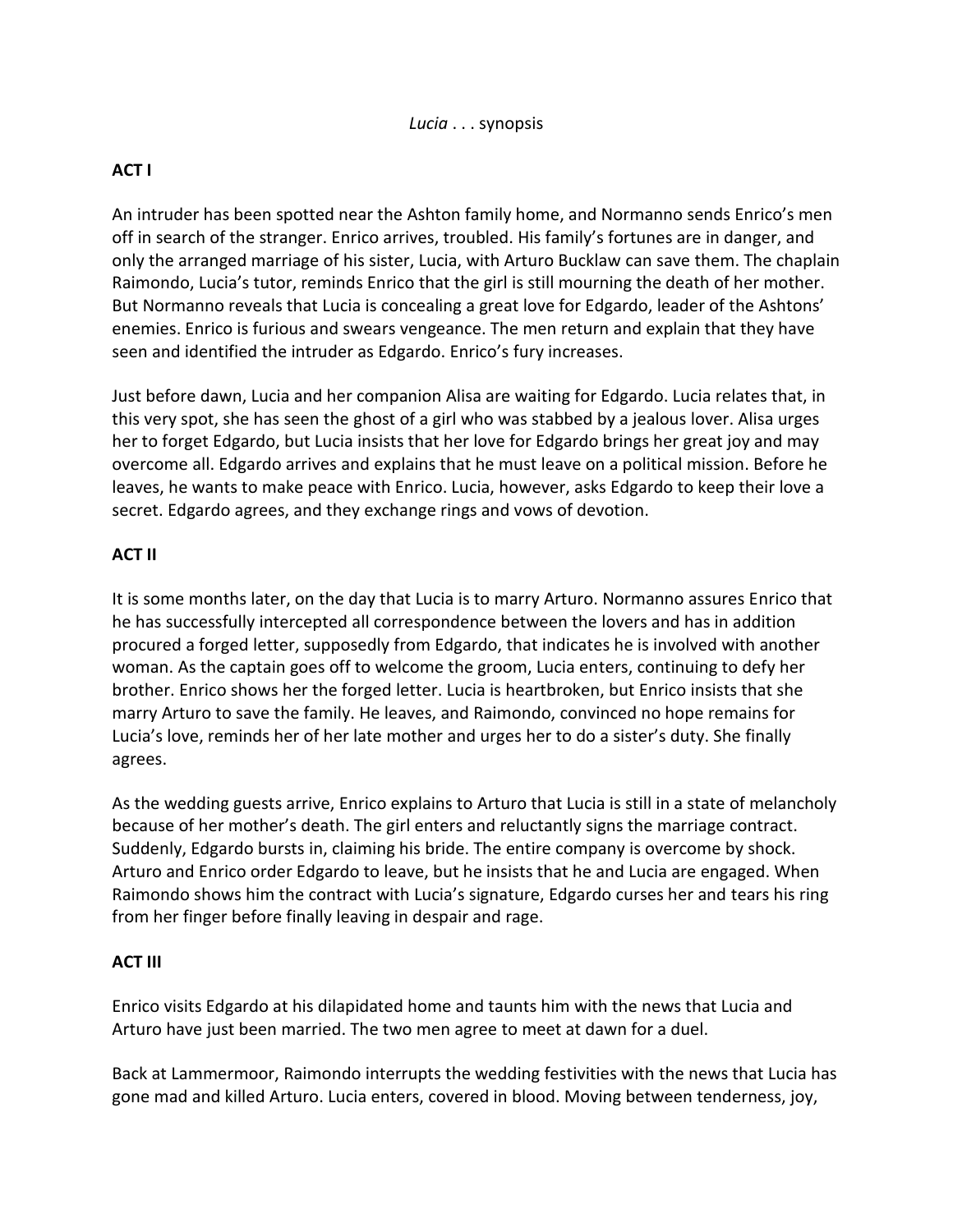*Lucia* . . . synopsis

## ACT I

An intruder has been spotted near the Ashton family home, and Normanno sends Enrico's men off in search of the stranger. Enrico arrives, troubled. His family's fortunes are in danger, and only the arranged marriage of his sister, Lucia, with Arturo Bucklaw can save them. The chaplain Raimondo, Lucia's tutor, reminds Enrico that the girl is still mourning the death of her mother. But Normanno reveals that Lucia is concealing a great love for Edgardo, leader of the Ashtons' enemies. Enrico is furious and swears vengeance. The men return and explain that they have seen and identified the intruder as Edgardo. Enrico's fury increases.

Just before dawn, Lucia and her companion Alisa are waiting for Edgardo. Lucia relates that, in this very spot, she has seen the ghost of a girl who was stabbed by a jealous lover. Alisa urges her to forget Edgardo, but Lucia insists that her love for Edgardo brings her great joy and may overcome all. Edgardo arrives and explains that he must leave on a political mission. Before he leaves, he wants to make peace with Enrico. Lucia, however, asks Edgardo to keep their love a secret. Edgardo agrees, and they exchange rings and vows of devotion.

## ACT II

It is some months later, on the day that Lucia is to marry Arturo. Normanno assures Enrico that he has successfully intercepted all correspondence between the lovers and has in addition procured a forged letter, supposedly from Edgardo, that indicates he is involved with another woman. As the captain goes off to welcome the groom, Lucia enters, continuing to defy her brother. Enrico shows her the forged letter. Lucia is heartbroken, but Enrico insists that she marry Arturo to save the family. He leaves, and Raimondo, convinced no hope remains for Lucia's love, reminds her of her late mother and urges her to do a sister's duty. She finally agrees.

As the wedding guests arrive, Enrico explains to Arturo that Lucia is still in a state of melancholy because of her mother's death. The girl enters and reluctantly signs the marriage contract. Suddenly, Edgardo bursts in, claiming his bride. The entire company is overcome by shock. Arturo and Enrico order Edgardo to leave, but he insists that he and Lucia are engaged. When Raimondo shows him the contract with Lucia's signature, Edgardo curses her and tears his ring from her finger before finally leaving in despair and rage.

## ACT III

Enrico visits Edgardo at his dilapidated home and taunts him with the news that Lucia and Arturo have just been married. The two men agree to meet at dawn for a duel.

Back at Lammermoor, Raimondo interrupts the wedding festivities with the news that Lucia has gone mad and killed Arturo. Lucia enters, covered in blood. Moving between tenderness, joy,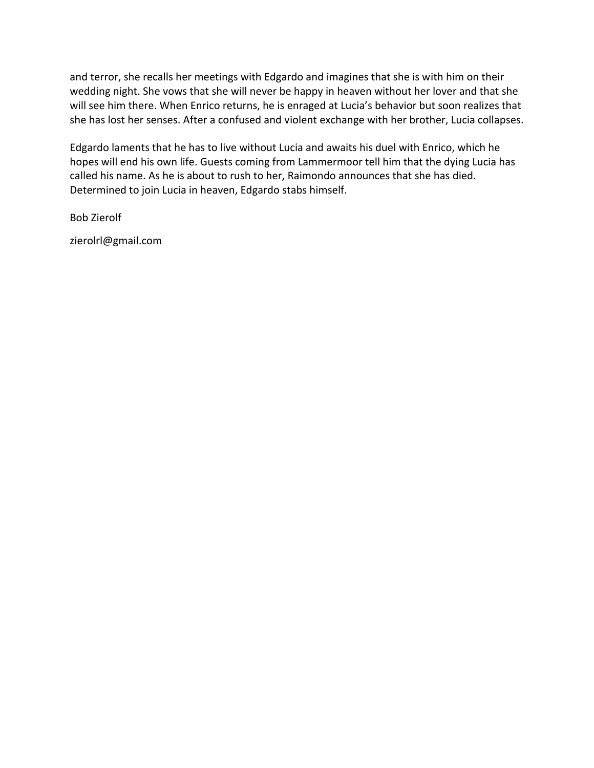and terror, she recalls her meetings with Edgardo and imagines that she is with him on their wedding night. She vows that she will never be happy in heaven without her lover and that she will see him there. When Enrico returns, he is enraged at Lucia's behavior but soon realizes that she has lost her senses. After a confused and violent exchange with her brother, Lucia collapses.

Edgardo laments that he has to live without Lucia and awaits his duel with Enrico, which he hopes will end his own life. Guests coming from Lammermoor tell him that the dying Lucia has called his name. As he is about to rush to her, Raimondo announces that she has died. Determined to join Lucia in heaven, Edgardo stabs himself.

Bob Zierolf

zierolrl@gmail.com